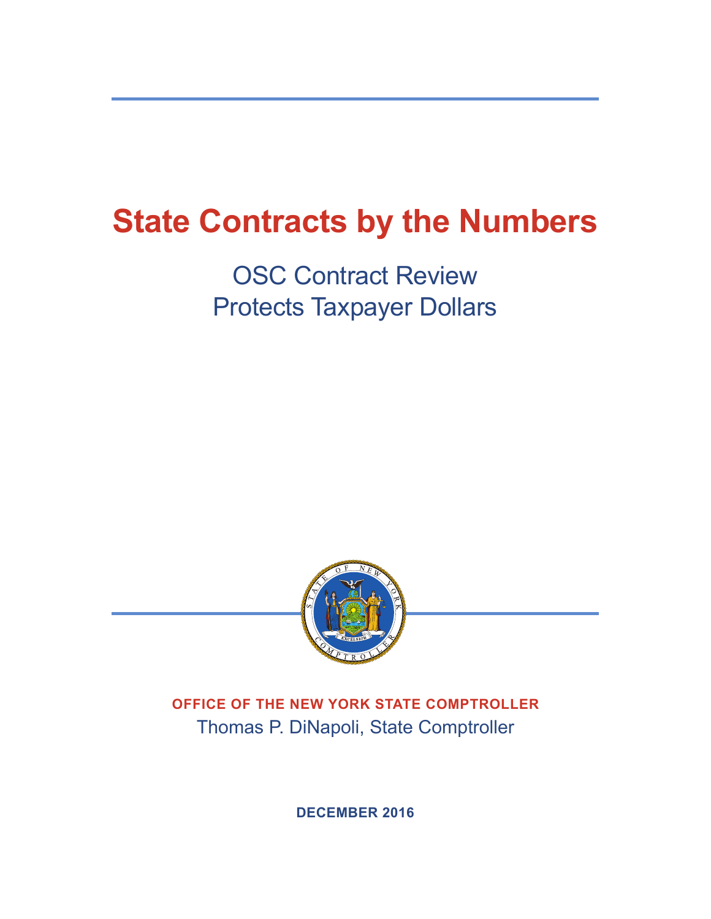# State Contracts by the Numbers

## OSC Contract Review Protects Taxpayer Dollars

**OFFICE OF THE NEW YORK STATE COMPTROLLER**

Thomas P. DiNapoli, State Comptroller

**DECEMBER 2016**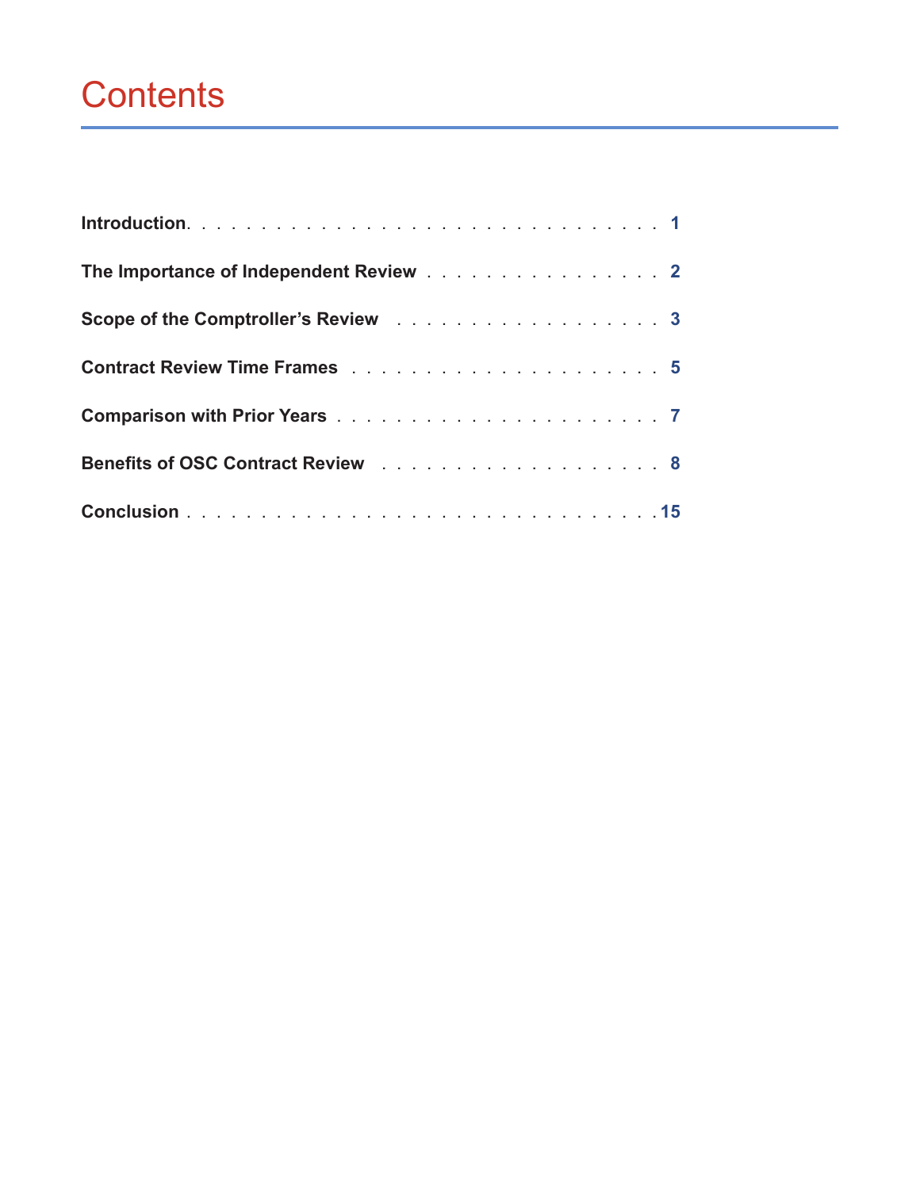# Contents

**Introduction** . . . . . . . . . . . . . . . . . . . . . . . . . . . . . . . . 1

**The Importance of Independent Review** . . . . . . . . . . . . . . . . . 2

**Scope of the Comptroller's Review** . . . . . . . . . . . . . . . . . . . 3

**Contract Review Time Frames** . . . . . . . . . . . . . . . . . . . . . 5

**Comparison with Prior Years** . . . . . . . . . . . . . . . . . . . . . . 7

**Benefits of OSC Contract Review** . . . . . . . . . . . . . . . . . . . 8

**Conclusion** . . . . . . . . . . . . . . . . . . . . . . . . . . . . . . . . 15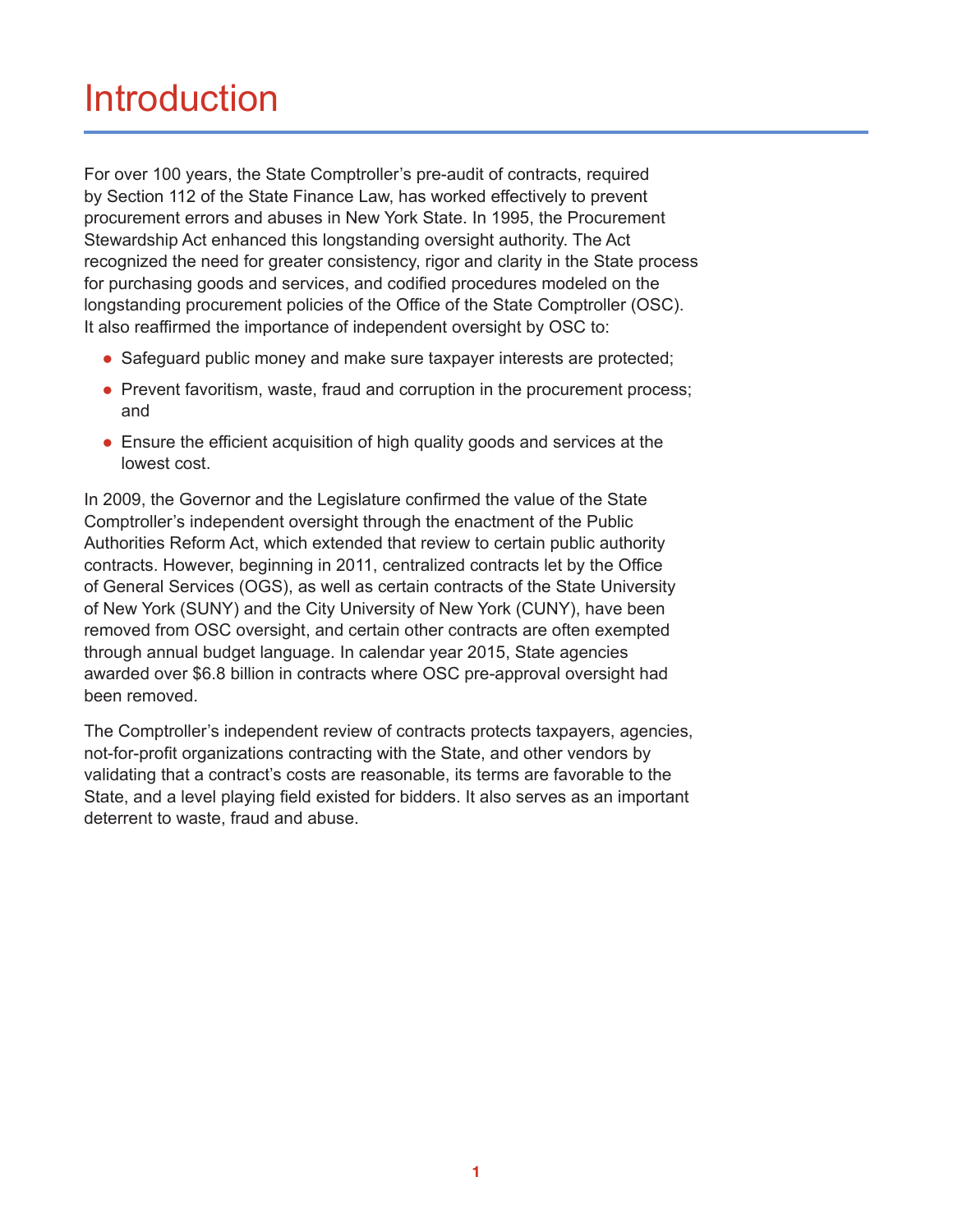# Introduction

For over 100 years, the State Comptroller's pre-audit of contracts, required by Section 112 of the State Finance Law, has worked effectively to prevent procurement errors and abuses in New York State. In 1995, the Procurement Stewardship Act enhanced this longstanding oversight authority. The Act recognized the need for greater consistency, rigor and clarity in the State process for purchasing goods and services, and codified procedures modeled on the longstanding procurement policies of the Office of the State Comptroller (OSC). It also reaffirmed the importance of independent oversight by OSC to:

- Safeguard public money and make sure taxpayer interests are protected;
- Prevent favoritism, waste, fraud and corruption in the procurement process; and
- Ensure the efficient acquisition of high quality goods and services at the lowest cost.

In 2009, the Governor and the Legislature confirmed the value of the State Comptroller's independent oversight through the enactment of the Public Authorities Reform Act, which extended that review to certain public authority contracts. However, beginning in 2011, centralized contracts let by the Office of General Services (OGS), as well as certain contracts of the State University of New York (SUNY) and the City University of New York (CUNY), have been removed from OSC oversight, and certain other contracts are often exempted through annual budget language. In calendar year 2015, State agencies awarded over $6.8 billion in contracts where OSC pre-approval oversight had been removed.

The Comptroller's independent review of contracts protects taxpayers, agencies, not-for-profit organizations contracting with the State, and other vendors by validating that a contract's costs are reasonable, its terms are favorable to the State, and a level playing field existed for bidders. It also serves as an important deterrent to waste, fraud and abuse.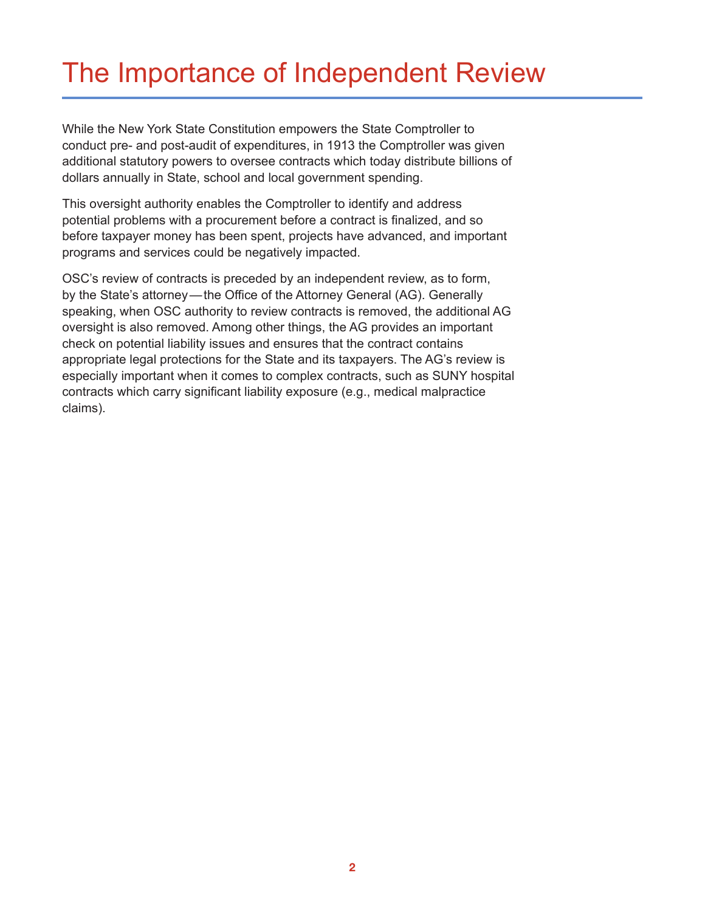# The Importance of Independent Review

While the New York State Constitution empowers the State Comptroller to conduct pre- and post-audit of expenditures, in 1913 the Comptroller was given additional statutory powers to oversee contracts which today distribute billions of dollars annually in State, school and local government spending.

This oversight authority enables the Comptroller to identify and address potential problems with a procurement before a contract is finalized, and so before taxpayer money has been spent, projects have advanced, and important programs and services could be negatively impacted.

OSC's review of contracts is preceded by an independent review, as to form, by the State's attorney — the Office of the Attorney General (AG). Generally speaking, when OSC authority to review contracts is removed, the additional AG oversight is also removed. Among other things, the AG provides an important check on potential liability issues and ensures that the contract contains appropriate legal protections for the State and its taxpayers. The AG's review is especially important when it comes to complex contracts, such as SUNY hospital contracts which carry significant liability exposure (e.g., medical malpractice claims).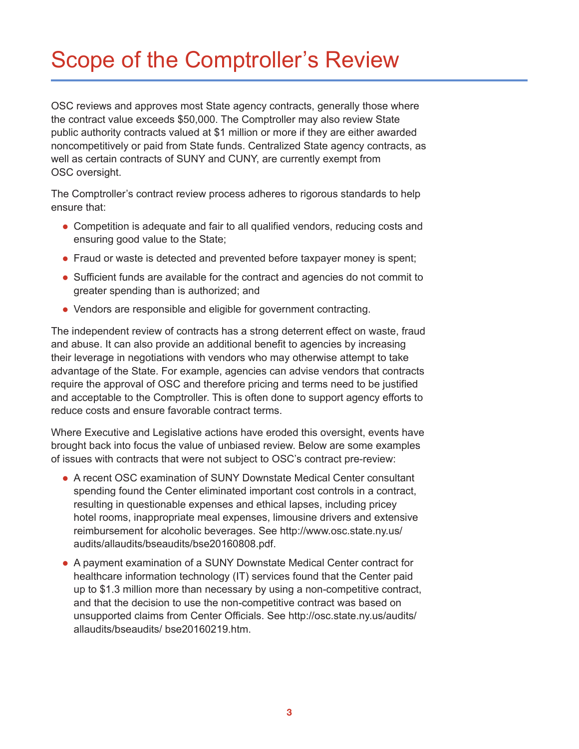# Scope of the Comptroller's Review

OSC reviews and approves most State agency contracts, generally those where the contract value exceeds $50,000. The Comptroller may also review State public authority contracts valued at $1 million or more if they are either awarded noncompetitively or paid from State funds. Centralized State agency contracts, as well as certain contracts of SUNY and CUNY, are currently exempt from OSC oversight.

The Comptroller's contract review process adheres to rigorous standards to help ensure that:

- Competition is adequate and fair to all qualified vendors, reducing costs and ensuring good value to the State;
- Fraud or waste is detected and prevented before taxpayer money is spent;
- Sufficient funds are available for the contract and agencies do not commit to greater spending than is authorized; and
- Vendors are responsible and eligible for government contracting.

The independent review of contracts has a strong deterrent effect on waste, fraud and abuse. It can also provide an additional benefit to agencies by increasing their leverage in negotiations with vendors who may otherwise attempt to take advantage of the State. For example, agencies can advise vendors that contracts require the approval of OSC and therefore pricing and terms need to be justified and acceptable to the Comptroller. This is often done to support agency efforts to reduce costs and ensure favorable contract terms.

Where Executive and Legislative actions have eroded this oversight, events have brought back into focus the value of unbiased review. Below are some examples of issues with contracts that were not subject to OSC's contract pre-review:

- A recent OSC examination of SUNY Downstate Medical Center consultant spending found the Center eliminated important cost controls in a contract, resulting in questionable expenses and ethical lapses, including pricey hotel rooms, inappropriate meal expenses, limousine drivers and extensive reimbursement for alcoholic beverages. See http://www.osc.state.ny.us/audits/allaudits/bseaudits/bse20160808.pdf.
- A payment examination of a SUNY Downstate Medical Center contract for healthcare information technology (IT) services found that the Center paid up to $1.3 million more than necessary by using a non-competitive contract, and that the decision to use the non-competitive contract was based on unsupported claims from Center Officials. See http://osc.state.ny.us/audits/allaudits/bseaudits/ bse20160219.htm.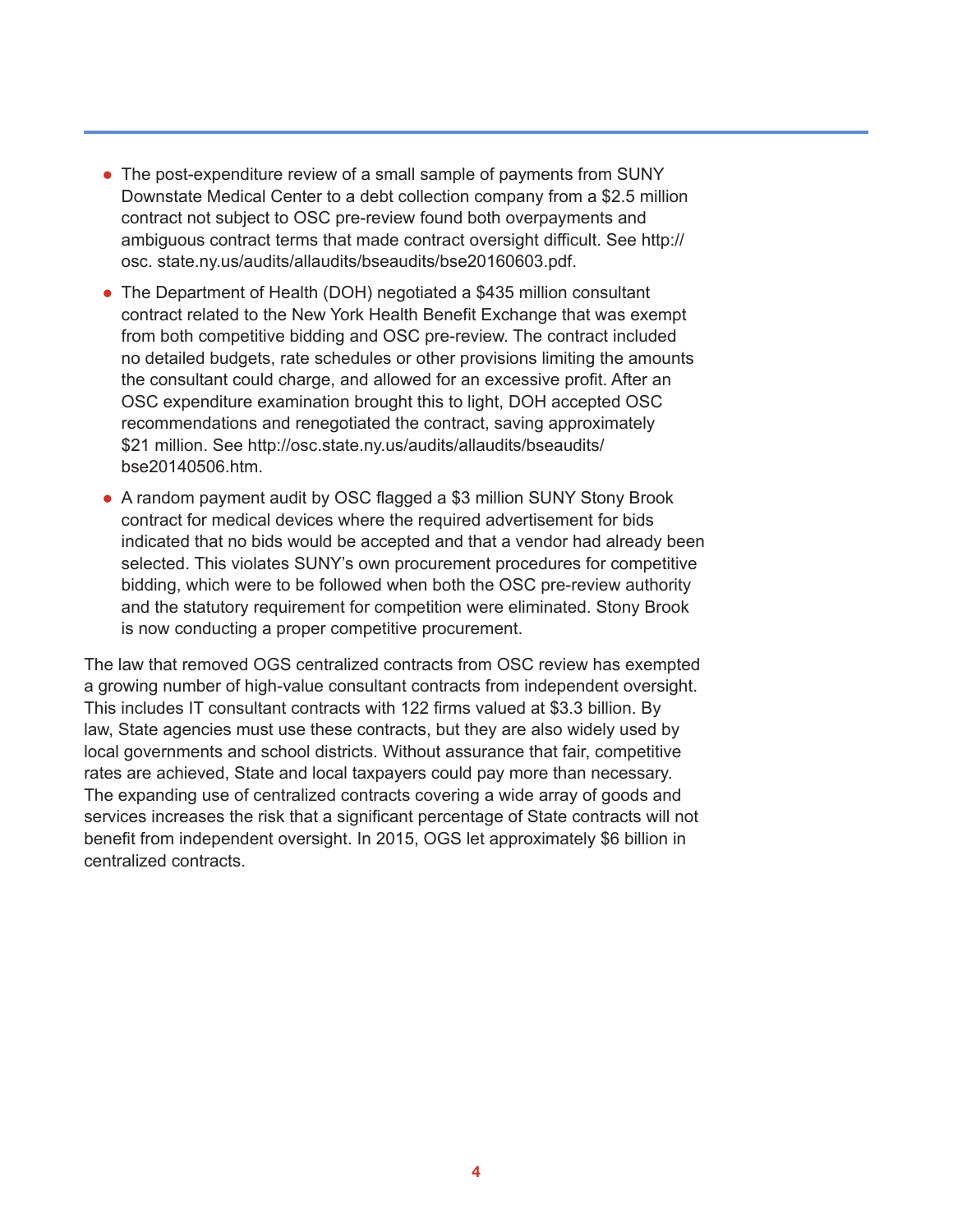- The post-expenditure review of a small sample of payments from SUNY Downstate Medical Center to a debt collection company from a $2.5 million contract not subject to OSC pre-review found both overpayments and ambiguous contract terms that made contract oversight difficult. See http://osc. state.ny.us/audits/allaudits/bseaudits/bse20160603.pdf.
- The Department of Health (DOH) negotiated a $435 million consultant contract related to the New York Health Benefit Exchange that was exempt from both competitive bidding and OSC pre-review. The contract included no detailed budgets, rate schedules or other provisions limiting the amounts the consultant could charge, and allowed for an excessive profit. After an OSC expenditure examination brought this to light, DOH accepted OSC recommendations and renegotiated the contract, saving approximately $21 million. See http://osc.state.ny.us/audits/allaudits/bseaudits/bse20140506.htm.
- A random payment audit by OSC flagged a $3 million SUNY Stony Brook contract for medical devices where the required advertisement for bids indicated that no bids would be accepted and that a vendor had already been selected. This violates SUNY's own procurement procedures for competitive bidding, which were to be followed when both the OSC pre-review authority and the statutory requirement for competition were eliminated. Stony Brook is now conducting a proper competitive procurement.

The law that removed OGS centralized contracts from OSC review has exempted a growing number of high-value consultant contracts from independent oversight. This includes IT consultant contracts with 122 firms valued at $3.3 billion. By law, State agencies must use these contracts, but they are also widely used by local governments and school districts. Without assurance that fair, competitive rates are achieved, State and local taxpayers could pay more than necessary. The expanding use of centralized contracts covering a wide array of goods and services increases the risk that a significant percentage of State contracts will not benefit from independent oversight. In 2015, OGS let approximately $6 billion in centralized contracts.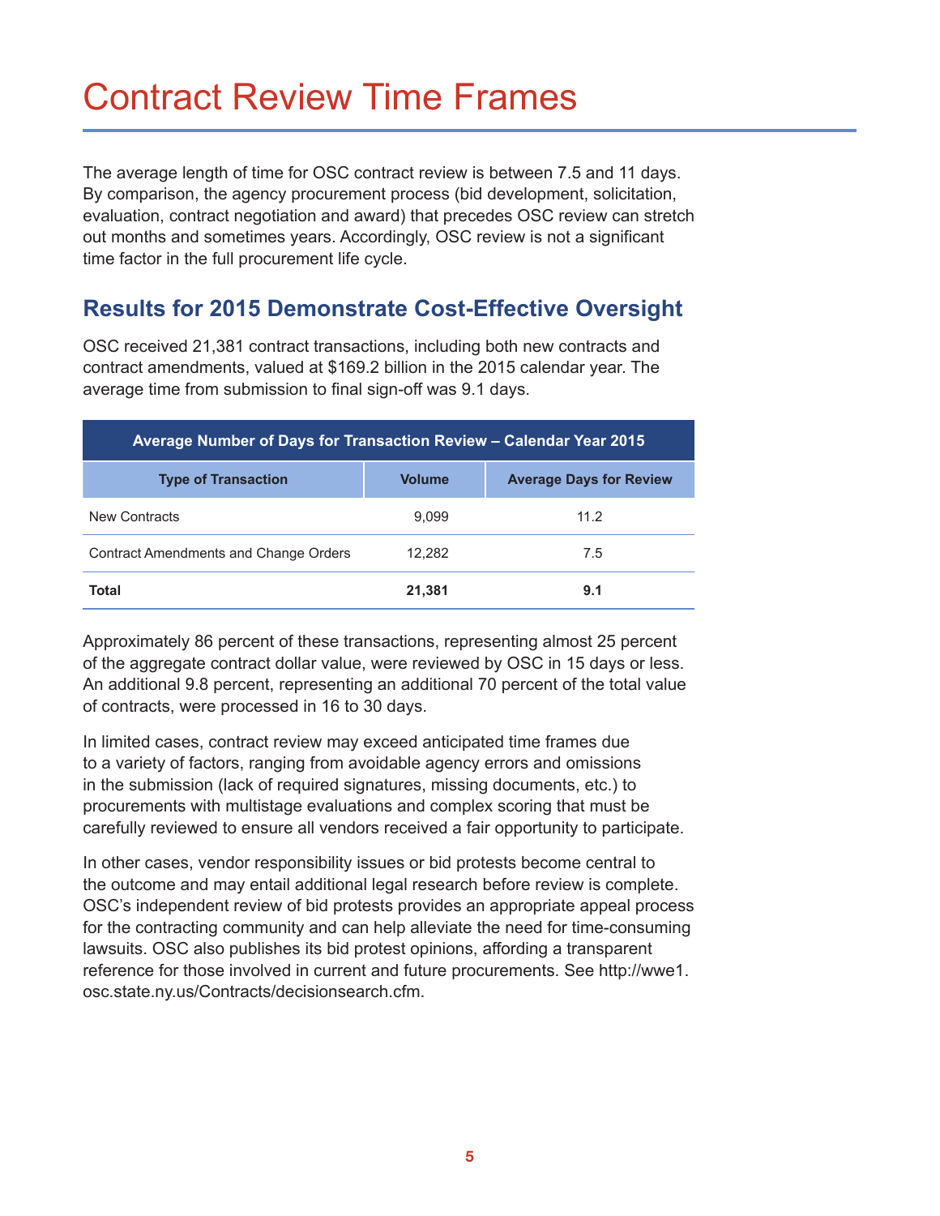# Contract Review Time Frames

The average length of time for OSC contract review is between 7.5 and 11 days. By comparison, the agency procurement process (bid development, solicitation, evaluation, contract negotiation and award) that precedes OSC review can stretch out months and sometimes years. Accordingly, OSC review is not a significant time factor in the full procurement life cycle.

## Results for 2015 Demonstrate Cost-Effective Oversight

OSC received 21,381 contract transactions, including both new contracts and contract amendments, valued at $169.2 billion in the 2015 calendar year. The average time from submission to final sign-off was 9.1 days.

| Average Number of Days for Transaction Review – Calendar Year 2015 | | |
|---|---|---|
| **Type of Transaction** | **Volume** | **Average Days for Review** |
| New Contracts | 9,099 | 11.2 |
| Contract Amendments and Change Orders | 12,282 | 7.5 |
| **Total** | **21,381** | **9.1** |

Approximately 86 percent of these transactions, representing almost 25 percent of the aggregate contract dollar value, were reviewed by OSC in 15 days or less. An additional 9.8 percent, representing an additional 70 percent of the total value of contracts, were processed in 16 to 30 days.

In limited cases, contract review may exceed anticipated time frames due to a variety of factors, ranging from avoidable agency errors and omissions in the submission (lack of required signatures, missing documents, etc.) to procurements with multistage evaluations and complex scoring that must be carefully reviewed to ensure all vendors received a fair opportunity to participate.

In other cases, vendor responsibility issues or bid protests become central to the outcome and may entail additional legal research before review is complete. OSC's independent review of bid protests provides an appropriate appeal process for the contracting community and can help alleviate the need for time-consuming lawsuits. OSC also publishes its bid protest opinions, affording a transparent reference for those involved in current and future procurements. See http://wwe1.osc.state.ny.us/Contracts/decisionsearch.cfm.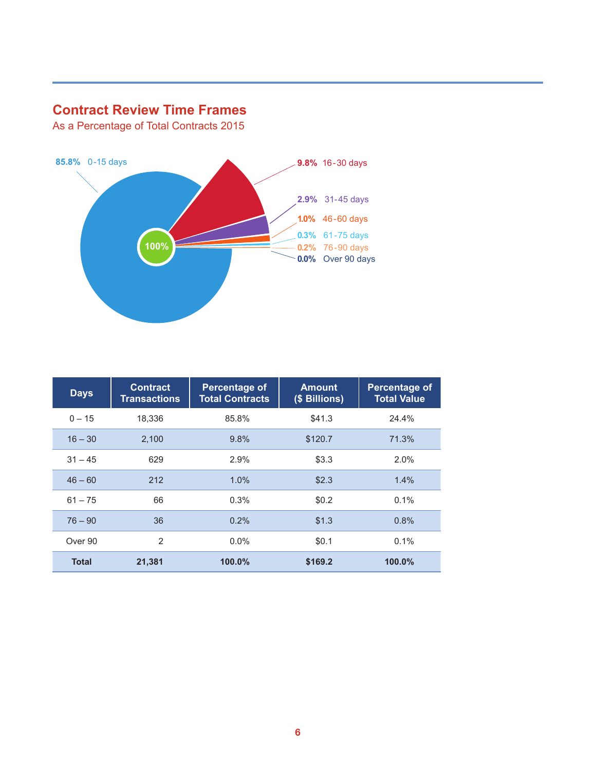## Contract Review Time Frames

As a Percentage of Total Contracts 2015

85.8% 0-15 days
9.8% 16-30 days
2.9% 31-45 days
1.0% 46-60 days
0.3% 61-75 days
0.2% 76-90 days
0.0% Over 90 days

100%

| Days | Contract Transactions | Percentage of Total Contracts | Amount ($ Billions) | Percentage of Total Value |
|---|---|---|---|---|
| 0 – 15 | 18,336 | 85.8% | $41.3 | 24.4% |
| 16 – 30 | 2,100 | 9.8% | $120.7 | 71.3% |
| 31 – 45 | 629 | 2.9% | $3.3 | 2.0% |
| 46 – 60 | 212 | 1.0% | $2.3 | 1.4% |
| 61 – 75 | 66 | 0.3% | $0.2 | 0.1% |
| 76 – 90 | 36 | 0.2% | $1.3 | 0.8% |
| Over 90 | 2 | 0.0% | $0.1 | 0.1% |
| **Total** | **21,381** | **100.0%** | **$169.2** | **100.0%** |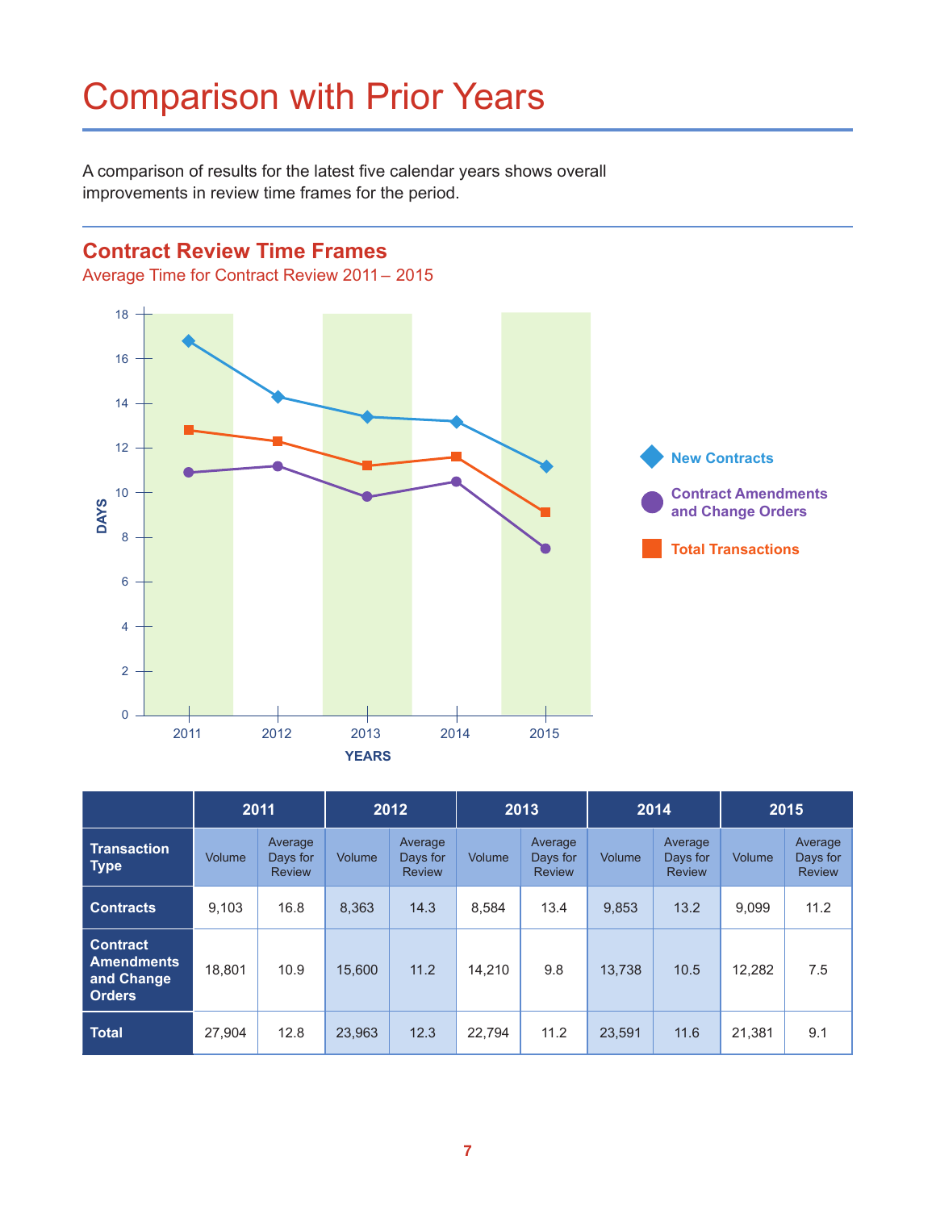# Comparison with Prior Years

A comparison of results for the latest five calendar years shows overall improvements in review time frames for the period.

## Contract Review Time Frames

Average Time for Contract Review 2011 – 2015

| Transaction Type | 2011 | | 2012 | | 2013 | | 2014 | | 2015 | |
|---|---|---|---|---|---|---|---|---|---|---|
| | Volume | Average Days for Review | Volume | Average Days for Review | Volume | Average Days for Review | Volume | Average Days for Review | Volume | Average Days for Review |
| Contracts | 9,103 | 16.8 | 8,363 | 14.3 | 8,584 | 13.4 | 9,853 | 13.2 | 9,099 | 11.2 |
| Contract Amendments and Change Orders | 18,801 | 10.9 | 15,600 | 11.2 | 14,210 | 9.8 | 13,738 | 10.5 | 12,282 | 7.5 |
| Total | 27,904 | 12.8 | 23,963 | 12.3 | 22,794 | 11.2 | 23,591 | 11.6 | 21,381 | 9.1 |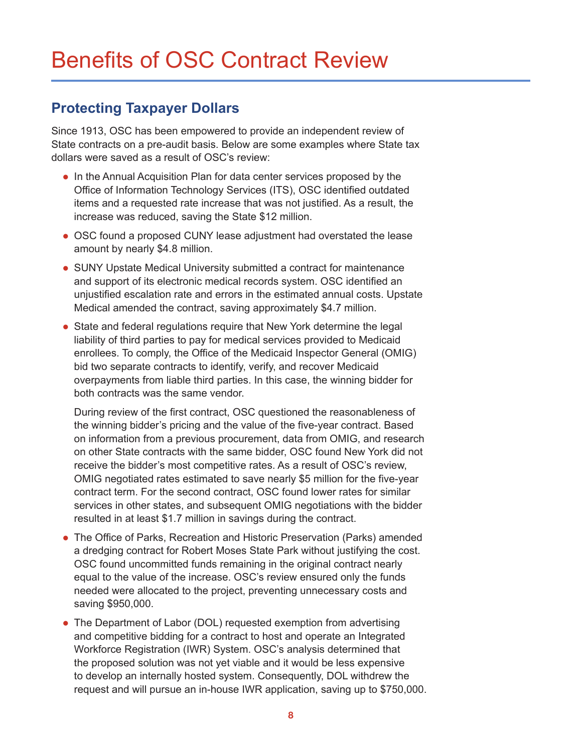# Benefits of OSC Contract Review

## Protecting Taxpayer Dollars

Since 1913, OSC has been empowered to provide an independent review of State contracts on a pre-audit basis. Below are some examples where State tax dollars were saved as a result of OSC's review:

- In the Annual Acquisition Plan for data center services proposed by the Office of Information Technology Services (ITS), OSC identified outdated items and a requested rate increase that was not justified. As a result, the increase was reduced, saving the State $12 million.
- OSC found a proposed CUNY lease adjustment had overstated the lease amount by nearly $4.8 million.
- SUNY Upstate Medical University submitted a contract for maintenance and support of its electronic medical records system. OSC identified an unjustified escalation rate and errors in the estimated annual costs. Upstate Medical amended the contract, saving approximately $4.7 million.
- State and federal regulations require that New York determine the legal liability of third parties to pay for medical services provided to Medicaid enrollees. To comply, the Office of the Medicaid Inspector General (OMIG) bid two separate contracts to identify, verify, and recover Medicaid overpayments from liable third parties. In this case, the winning bidder for both contracts was the same vendor.

  During review of the first contract, OSC questioned the reasonableness of the winning bidder's pricing and the value of the five-year contract. Based on information from a previous procurement, data from OMIG, and research on other State contracts with the same bidder, OSC found New York did not receive the bidder's most competitive rates. As a result of OSC's review, OMIG negotiated rates estimated to save nearly $5 million for the five-year contract term. For the second contract, OSC found lower rates for similar services in other states, and subsequent OMIG negotiations with the bidder resulted in at least $1.7 million in savings during the contract.
- The Office of Parks, Recreation and Historic Preservation (Parks) amended a dredging contract for Robert Moses State Park without justifying the cost. OSC found uncommitted funds remaining in the original contract nearly equal to the value of the increase. OSC's review ensured only the funds needed were allocated to the project, preventing unnecessary costs and saving $950,000.
- The Department of Labor (DOL) requested exemption from advertising and competitive bidding for a contract to host and operate an Integrated Workforce Registration (IWR) System. OSC's analysis determined that the proposed solution was not yet viable and it would be less expensive to develop an internally hosted system. Consequently, DOL withdrew the request and will pursue an in-house IWR application, saving up to $750,000.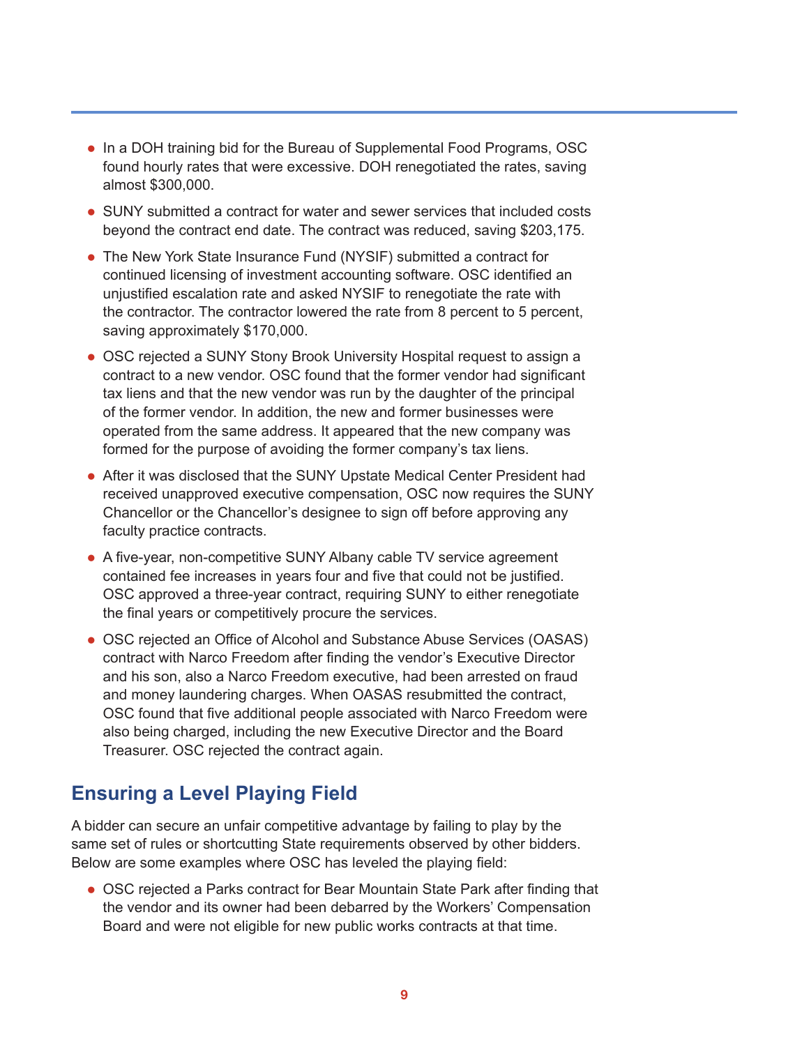- In a DOH training bid for the Bureau of Supplemental Food Programs, OSC found hourly rates that were excessive. DOH renegotiated the rates, saving almost $300,000.
- SUNY submitted a contract for water and sewer services that included costs beyond the contract end date. The contract was reduced, saving $203,175.
- The New York State Insurance Fund (NYSIF) submitted a contract for continued licensing of investment accounting software. OSC identified an unjustified escalation rate and asked NYSIF to renegotiate the rate with the contractor. The contractor lowered the rate from 8 percent to 5 percent, saving approximately $170,000.
- OSC rejected a SUNY Stony Brook University Hospital request to assign a contract to a new vendor. OSC found that the former vendor had significant tax liens and that the new vendor was run by the daughter of the principal of the former vendor. In addition, the new and former businesses were operated from the same address. It appeared that the new company was formed for the purpose of avoiding the former company's tax liens.
- After it was disclosed that the SUNY Upstate Medical Center President had received unapproved executive compensation, OSC now requires the SUNY Chancellor or the Chancellor's designee to sign off before approving any faculty practice contracts.
- A five-year, non-competitive SUNY Albany cable TV service agreement contained fee increases in years four and five that could not be justified. OSC approved a three-year contract, requiring SUNY to either renegotiate the final years or competitively procure the services.
- OSC rejected an Office of Alcohol and Substance Abuse Services (OASAS) contract with Narco Freedom after finding the vendor's Executive Director and his son, also a Narco Freedom executive, had been arrested on fraud and money laundering charges. When OASAS resubmitted the contract, OSC found that five additional people associated with Narco Freedom were also being charged, including the new Executive Director and the Board Treasurer. OSC rejected the contract again.

## Ensuring a Level Playing Field

A bidder can secure an unfair competitive advantage by failing to play by the same set of rules or shortcutting State requirements observed by other bidders. Below are some examples where OSC has leveled the playing field:

- OSC rejected a Parks contract for Bear Mountain State Park after finding that the vendor and its owner had been debarred by the Workers' Compensation Board and were not eligible for new public works contracts at that time.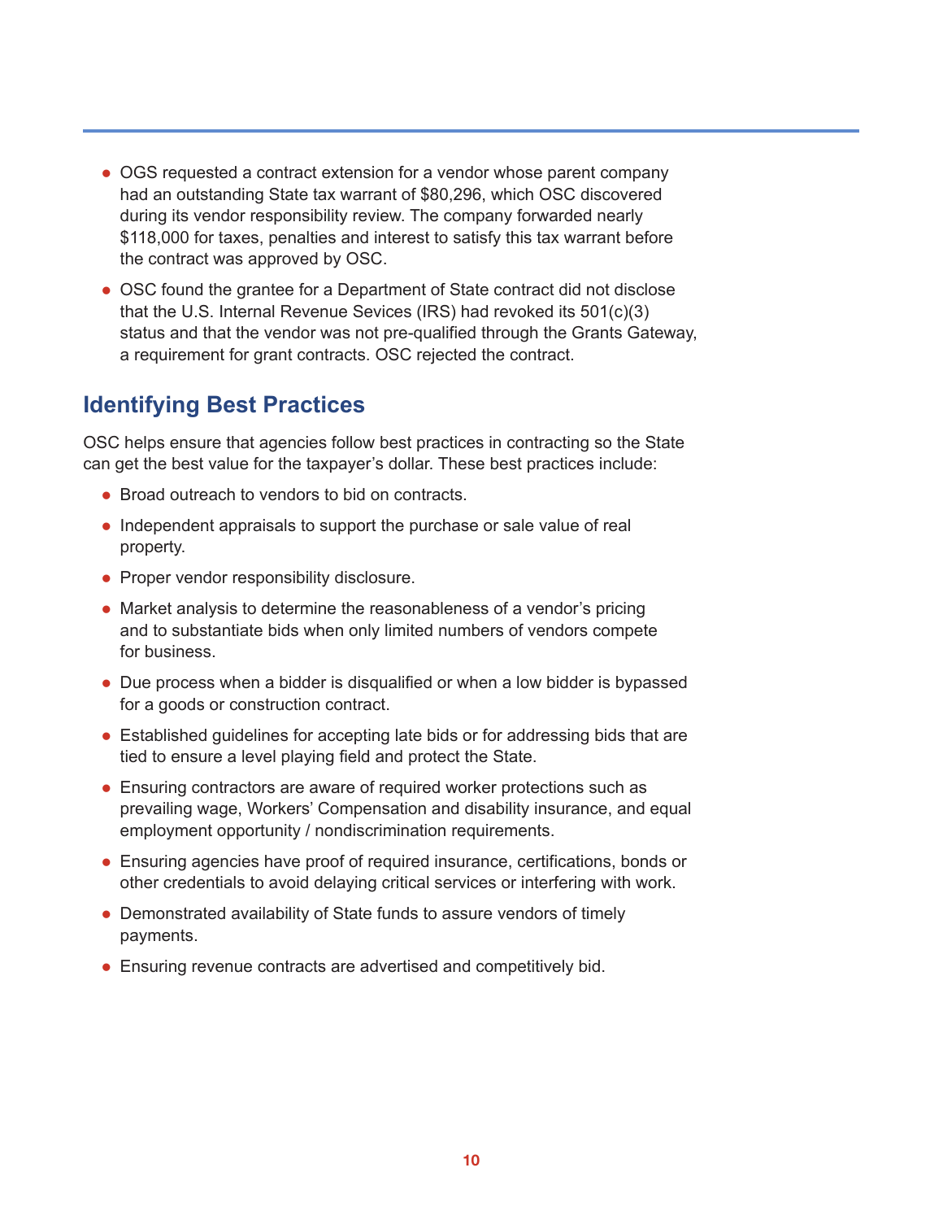- OGS requested a contract extension for a vendor whose parent company had an outstanding State tax warrant of $80,296, which OSC discovered during its vendor responsibility review. The company forwarded nearly $118,000 for taxes, penalties and interest to satisfy this tax warrant before the contract was approved by OSC.
- OSC found the grantee for a Department of State contract did not disclose that the U.S. Internal Revenue Sevices (IRS) had revoked its 501(c)(3) status and that the vendor was not pre-qualified through the Grants Gateway, a requirement for grant contracts. OSC rejected the contract.

## Identifying Best Practices

OSC helps ensure that agencies follow best practices in contracting so the State can get the best value for the taxpayer's dollar. These best practices include:

- Broad outreach to vendors to bid on contracts.
- Independent appraisals to support the purchase or sale value of real property.
- Proper vendor responsibility disclosure.
- Market analysis to determine the reasonableness of a vendor's pricing and to substantiate bids when only limited numbers of vendors compete for business.
- Due process when a bidder is disqualified or when a low bidder is bypassed for a goods or construction contract.
- Established guidelines for accepting late bids or for addressing bids that are tied to ensure a level playing field and protect the State.
- Ensuring contractors are aware of required worker protections such as prevailing wage, Workers' Compensation and disability insurance, and equal employment opportunity / nondiscrimination requirements.
- Ensuring agencies have proof of required insurance, certifications, bonds or other credentials to avoid delaying critical services or interfering with work.
- Demonstrated availability of State funds to assure vendors of timely payments.
- Ensuring revenue contracts are advertised and competitively bid.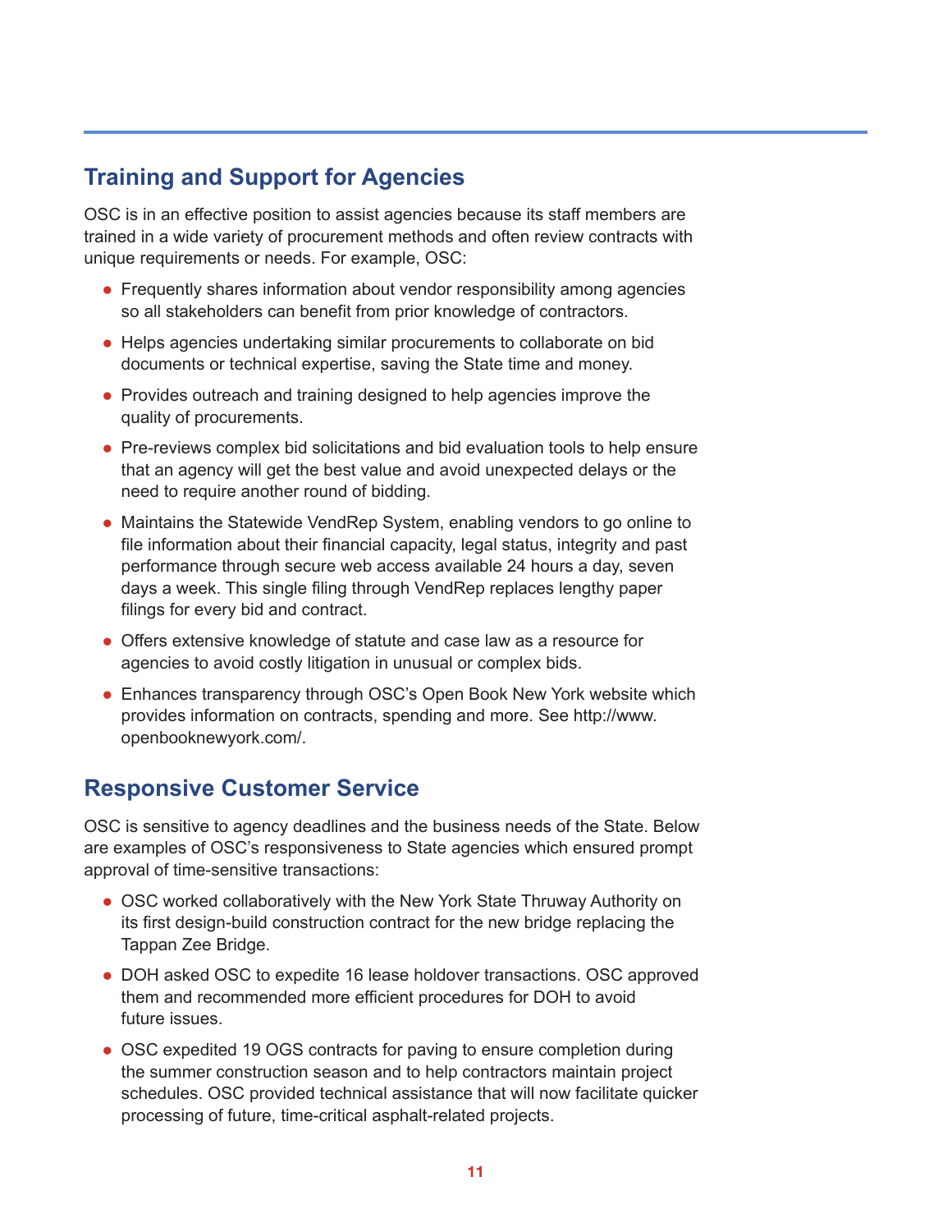## Training and Support for Agencies

OSC is in an effective position to assist agencies because its staff members are trained in a wide variety of procurement methods and often review contracts with unique requirements or needs. For example, OSC:

- Frequently shares information about vendor responsibility among agencies so all stakeholders can benefit from prior knowledge of contractors.
- Helps agencies undertaking similar procurements to collaborate on bid documents or technical expertise, saving the State time and money.
- Provides outreach and training designed to help agencies improve the quality of procurements.
- Pre-reviews complex bid solicitations and bid evaluation tools to help ensure that an agency will get the best value and avoid unexpected delays or the need to require another round of bidding.
- Maintains the Statewide VendRep System, enabling vendors to go online to file information about their financial capacity, legal status, integrity and past performance through secure web access available 24 hours a day, seven days a week. This single filing through VendRep replaces lengthy paper filings for every bid and contract.
- Offers extensive knowledge of statute and case law as a resource for agencies to avoid costly litigation in unusual or complex bids.
- Enhances transparency through OSC's Open Book New York website which provides information on contracts, spending and more. See http://www.openbooknewyork.com/.

## Responsive Customer Service

OSC is sensitive to agency deadlines and the business needs of the State. Below are examples of OSC's responsiveness to State agencies which ensured prompt approval of time-sensitive transactions:

- OSC worked collaboratively with the New York State Thruway Authority on its first design-build construction contract for the new bridge replacing the Tappan Zee Bridge.
- DOH asked OSC to expedite 16 lease holdover transactions. OSC approved them and recommended more efficient procedures for DOH to avoid future issues.
- OSC expedited 19 OGS contracts for paving to ensure completion during the summer construction season and to help contractors maintain project schedules. OSC provided technical assistance that will now facilitate quicker processing of future, time-critical asphalt-related projects.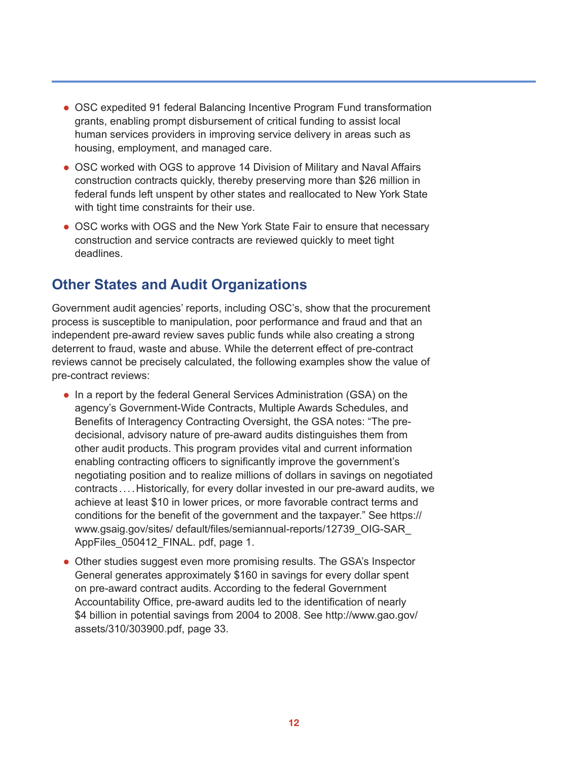- OSC expedited 91 federal Balancing Incentive Program Fund transformation grants, enabling prompt disbursement of critical funding to assist local human services providers in improving service delivery in areas such as housing, employment, and managed care.
- OSC worked with OGS to approve 14 Division of Military and Naval Affairs construction contracts quickly, thereby preserving more than $26 million in federal funds left unspent by other states and reallocated to New York State with tight time constraints for their use.
- OSC works with OGS and the New York State Fair to ensure that necessary construction and service contracts are reviewed quickly to meet tight deadlines.

## Other States and Audit Organizations

Government audit agencies' reports, including OSC's, show that the procurement process is susceptible to manipulation, poor performance and fraud and that an independent pre-award review saves public funds while also creating a strong deterrent to fraud, waste and abuse. While the deterrent effect of pre-contract reviews cannot be precisely calculated, the following examples show the value of pre-contract reviews:

- In a report by the federal General Services Administration (GSA) on the agency's Government-Wide Contracts, Multiple Awards Schedules, and Benefits of Interagency Contracting Oversight, the GSA notes: "The pre-decisional, advisory nature of pre-award audits distinguishes them from other audit products. This program provides vital and current information enabling contracting officers to significantly improve the government's negotiating position and to realize millions of dollars in savings on negotiated contracts . . . . Historically, for every dollar invested in our pre-award audits, we achieve at least $10 in lower prices, or more favorable contract terms and conditions for the benefit of the government and the taxpayer." See https://www.gsaig.gov/sites/ default/files/semiannual-reports/12739_OIG-SAR_AppFiles_050412_FINAL. pdf, page 1.
- Other studies suggest even more promising results. The GSA's Inspector General generates approximately $160 in savings for every dollar spent on pre-award contract audits. According to the federal Government Accountability Office, pre-award audits led to the identification of nearly $4 billion in potential savings from 2004 to 2008. See http://www.gao.gov/assets/310/303900.pdf, page 33.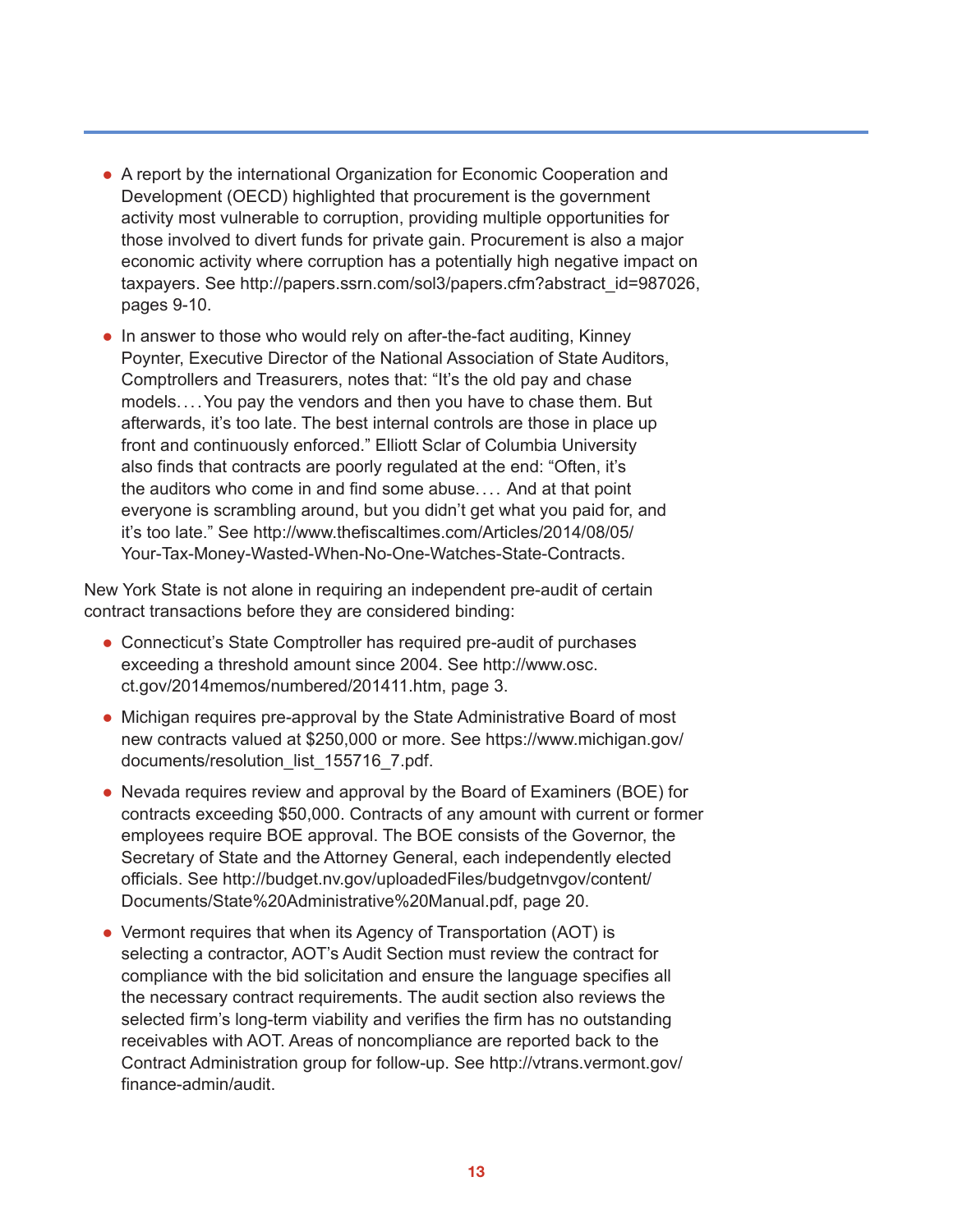- A report by the international Organization for Economic Cooperation and Development (OECD) highlighted that procurement is the government activity most vulnerable to corruption, providing multiple opportunities for those involved to divert funds for private gain. Procurement is also a major economic activity where corruption has a potentially high negative impact on taxpayers. See http://papers.ssrn.com/sol3/papers.cfm?abstract_id=987026, pages 9-10.

- In answer to those who would rely on after-the-fact auditing, Kinney Poynter, Executive Director of the National Association of State Auditors, Comptrollers and Treasurers, notes that: "It's the old pay and chase models. . . . You pay the vendors and then you have to chase them. But afterwards, it's too late. The best internal controls are those in place up front and continuously enforced." Elliott Sclar of Columbia University also finds that contracts are poorly regulated at the end: "Often, it's the auditors who come in and find some abuse. . . . And at that point everyone is scrambling around, but you didn't get what you paid for, and it's too late." See http://www.thefiscaltimes.com/Articles/2014/08/05/Your-Tax-Money-Wasted-When-No-One-Watches-State-Contracts.

New York State is not alone in requiring an independent pre-audit of certain contract transactions before they are considered binding:

- Connecticut's State Comptroller has required pre-audit of purchases exceeding a threshold amount since 2004. See http://www.osc.ct.gov/2014memos/numbered/201411.htm, page 3.

- Michigan requires pre-approval by the State Administrative Board of most new contracts valued at $250,000 or more. See https://www.michigan.gov/documents/resolution_list_155716_7.pdf.

- Nevada requires review and approval by the Board of Examiners (BOE) for contracts exceeding $50,000. Contracts of any amount with current or former employees require BOE approval. The BOE consists of the Governor, the Secretary of State and the Attorney General, each independently elected officials. See http://budget.nv.gov/uploadedFiles/budgetnvgov/content/Documents/State%20Administrative%20Manual.pdf, page 20.

- Vermont requires that when its Agency of Transportation (AOT) is selecting a contractor, AOT's Audit Section must review the contract for compliance with the bid solicitation and ensure the language specifies all the necessary contract requirements. The audit section also reviews the selected firm's long-term viability and verifies the firm has no outstanding receivables with AOT. Areas of noncompliance are reported back to the Contract Administration group for follow-up. See http://vtrans.vermont.gov/finance-admin/audit.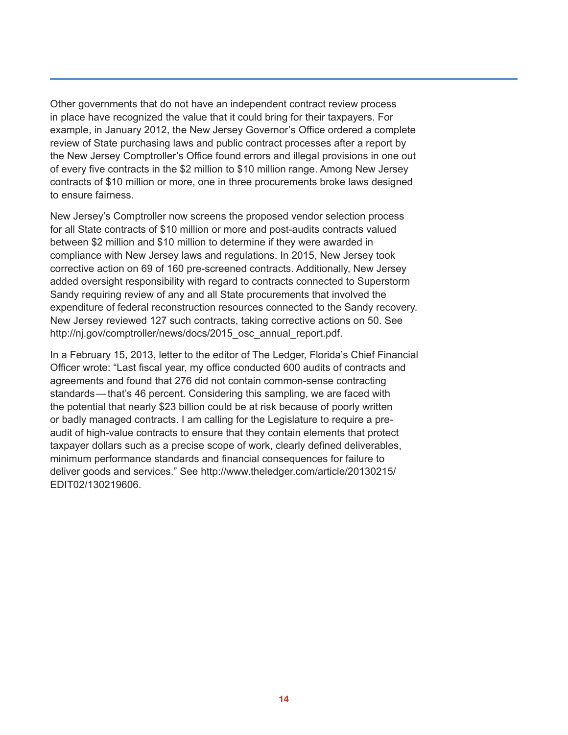Other governments that do not have an independent contract review process in place have recognized the value that it could bring for their taxpayers. For example, in January 2012, the New Jersey Governor's Office ordered a complete review of State purchasing laws and public contract processes after a report by the New Jersey Comptroller's Office found errors and illegal provisions in one out of every five contracts in the $2 million to $10 million range. Among New Jersey contracts of $10 million or more, one in three procurements broke laws designed to ensure fairness.

New Jersey's Comptroller now screens the proposed vendor selection process for all State contracts of $10 million or more and post-audits contracts valued between $2 million and $10 million to determine if they were awarded in compliance with New Jersey laws and regulations. In 2015, New Jersey took corrective action on 69 of 160 pre-screened contracts. Additionally, New Jersey added oversight responsibility with regard to contracts connected to Superstorm Sandy requiring review of any and all State procurements that involved the expenditure of federal reconstruction resources connected to the Sandy recovery. New Jersey reviewed 127 such contracts, taking corrective actions on 50. See http://nj.gov/comptroller/news/docs/2015_osc_annual_report.pdf.

In a February 15, 2013, letter to the editor of The Ledger, Florida's Chief Financial Officer wrote: "Last fiscal year, my office conducted 600 audits of contracts and agreements and found that 276 did not contain common-sense contracting standards — that's 46 percent. Considering this sampling, we are faced with the potential that nearly $23 billion could be at risk because of poorly written or badly managed contracts. I am calling for the Legislature to require a pre-audit of high-value contracts to ensure that they contain elements that protect taxpayer dollars such as a precise scope of work, clearly defined deliverables, minimum performance standards and financial consequences for failure to deliver goods and services." See http://www.theledger.com/article/20130215/EDIT02/130219606.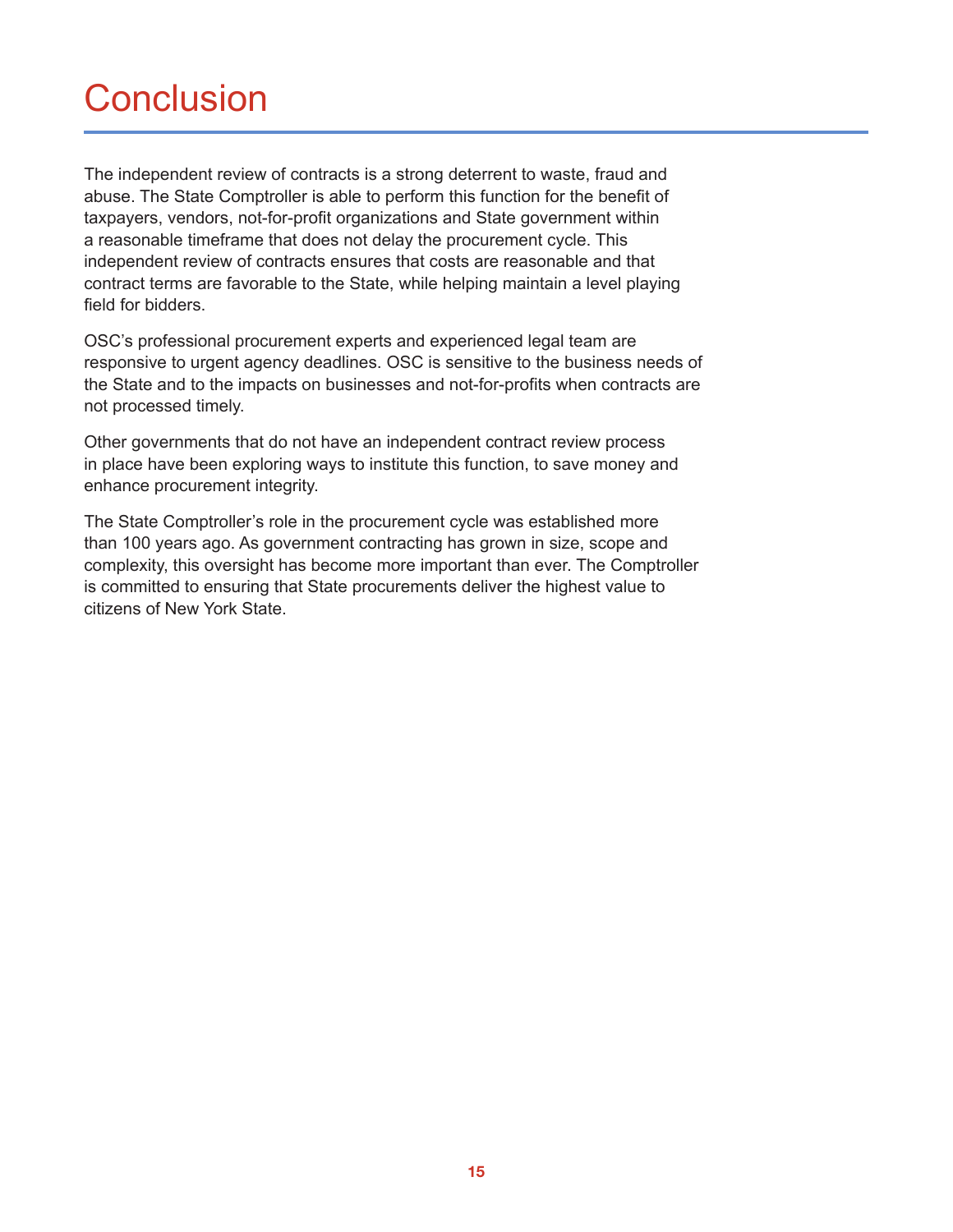# Conclusion

The independent review of contracts is a strong deterrent to waste, fraud and abuse. The State Comptroller is able to perform this function for the benefit of taxpayers, vendors, not-for-profit organizations and State government within a reasonable timeframe that does not delay the procurement cycle. This independent review of contracts ensures that costs are reasonable and that contract terms are favorable to the State, while helping maintain a level playing field for bidders.

OSC's professional procurement experts and experienced legal team are responsive to urgent agency deadlines. OSC is sensitive to the business needs of the State and to the impacts on businesses and not-for-profits when contracts are not processed timely.

Other governments that do not have an independent contract review process in place have been exploring ways to institute this function, to save money and enhance procurement integrity.

The State Comptroller's role in the procurement cycle was established more than 100 years ago. As government contracting has grown in size, scope and complexity, this oversight has become more important than ever. The Comptroller is committed to ensuring that State procurements deliver the highest value to citizens of New York State.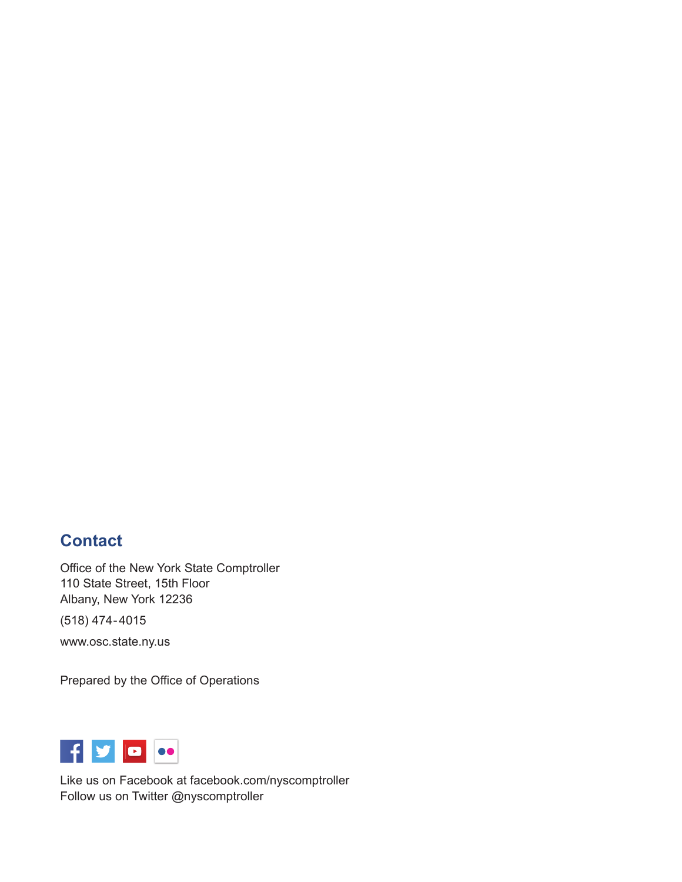## Contact

Office of the New York State Comptroller
110 State Street, 15th Floor
Albany, New York 12236

(518) 474-4015

www.osc.state.ny.us

Prepared by the Office of Operations

Like us on Facebook at facebook.com/nyscomptroller
Follow us on Twitter @nyscomptroller